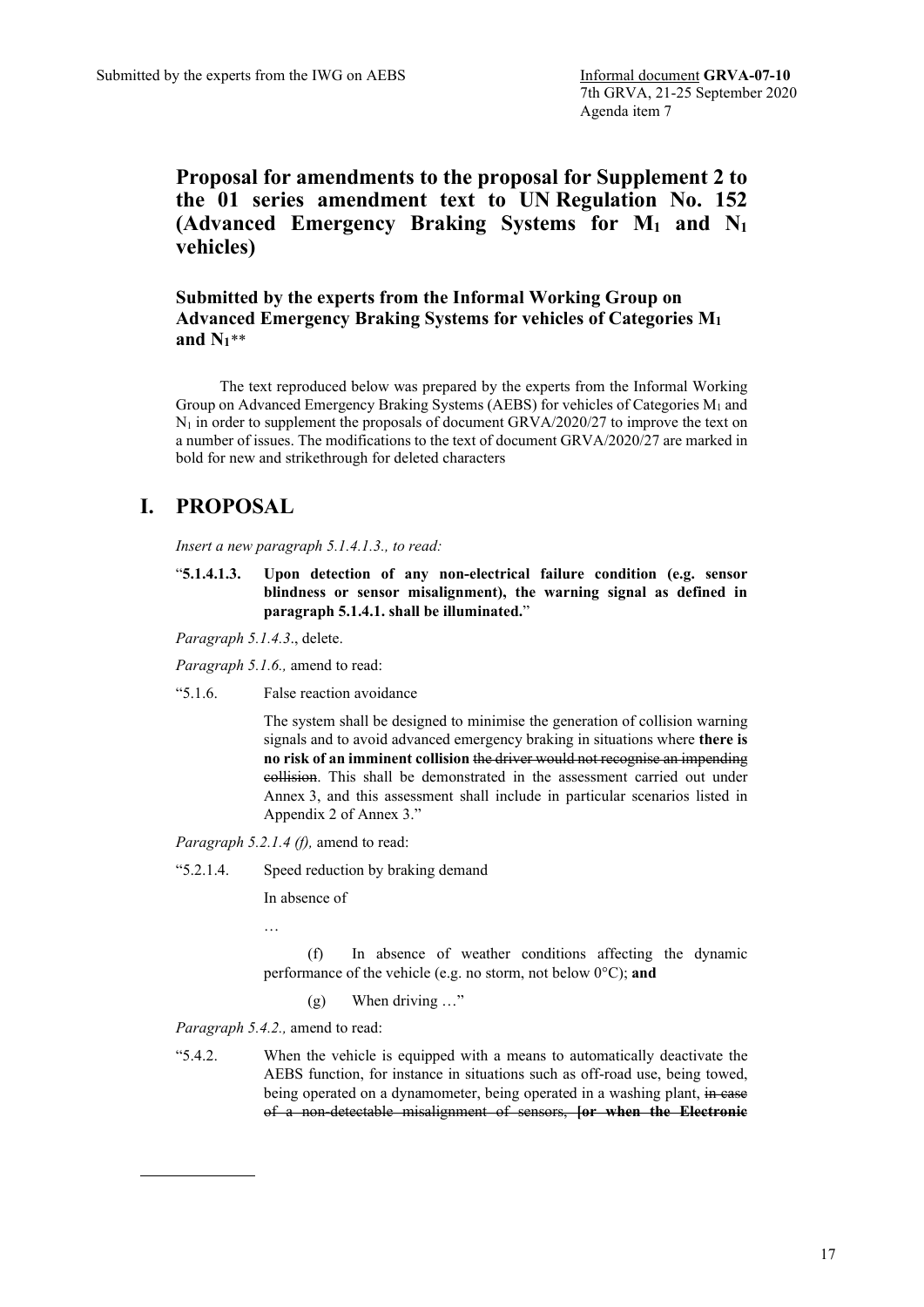Submitted by the experts from the IWG on AEBS

Informal document **GRVA-07-10**
7th GRVA, 21-25 September 2020
Agenda item 7

# Proposal for amendments to the proposal for Supplement 2 to the 01 series amendment text to UN Regulation No. 152 (Advanced Emergency Braking Systems for $M_1$ and $N_1$ vehicles)

## Submitted by the experts from the Informal Working Group on Advanced Emergency Braking Systems for vehicles of Categories $M_1$ and $N_1$**

The text reproduced below was prepared by the experts from the Informal Working Group on Advanced Emergency Braking Systems (AEBS) for vehicles of Categories $M_1$ and $N_1$ in order to supplement the proposals of document GRVA/2020/27 to improve the text on a number of issues. The modifications to the text of document GRVA/2020/27 are marked in bold for new and strikethrough for deleted characters

# I. PROPOSAL

*Insert a new paragraph 5.1.4.1.3., to read:*

"**5.1.4.1.3. Upon detection of any non-electrical failure condition (e.g. sensor blindness or sensor misalignment), the warning signal as defined in paragraph 5.1.4.1. shall be illuminated.**"

*Paragraph 5.1.4.3*., delete.

*Paragraph 5.1.6.,* amend to read:

"5.1.6. False reaction avoidance

The system shall be designed to minimise the generation of collision warning signals and to avoid advanced emergency braking in situations where **there is no risk of an imminent collision** ~~the driver would not recognise an impending collision~~. This shall be demonstrated in the assessment carried out under Annex 3, and this assessment shall include in particular scenarios listed in Appendix 2 of Annex 3."

*Paragraph 5.2.1.4 (f),* amend to read:

"5.2.1.4. Speed reduction by braking demand

In absence of

…

(f) In absence of weather conditions affecting the dynamic performance of the vehicle (e.g. no storm, not below 0°C); **and**

(g) When driving …"

*Paragraph 5.4.2.,* amend to read:

"5.4.2. When the vehicle is equipped with a means to automatically deactivate the AEBS function, for instance in situations such as off-road use, being towed, being operated on a dynamometer, being operated in a washing plant, ~~in case of a non-detectable misalignment of sensors,~~ ~~**[or when the Electronic**~~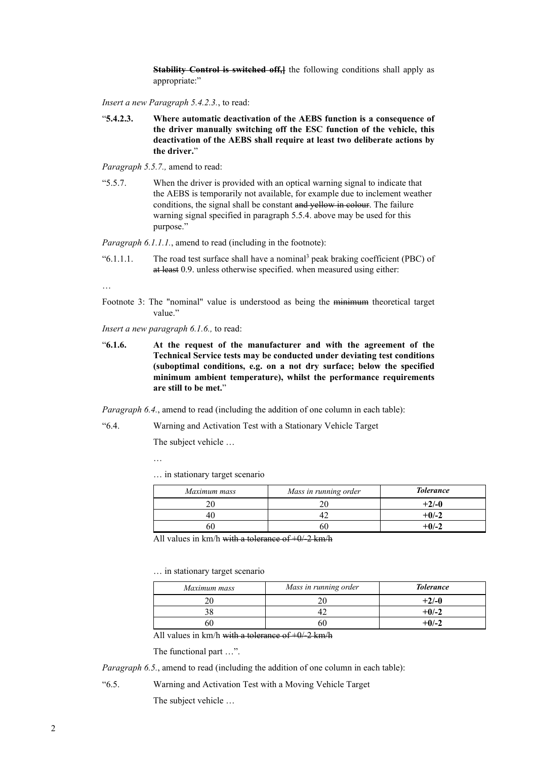~~**Stability Control is switched off,]**~~ the following conditions shall apply as appropriate:"

*Insert a new Paragraph 5.4.2.3.*, to read:

"**5.4.2.3. Where automatic deactivation of the AEBS function is a consequence of the driver manually switching off the ESC function of the vehicle, this deactivation of the AEBS shall require at least two deliberate actions by the driver.**"

*Paragraph 5.5.7.,* amend to read:

"5.5.7. When the driver is provided with an optical warning signal to indicate that the AEBS is temporarily not available, for example due to inclement weather conditions, the signal shall be constant ~~and yellow in colour~~. The failure warning signal specified in paragraph 5.5.4. above may be used for this purpose."

*Paragraph 6.1.1.1.*, amend to read (including in the footnote):

"6.1.1.1. The road test surface shall have a nominal[3] peak braking coefficient (PBC) of ~~at least~~ 0.9. unless otherwise specified. when measured using either:

…

Footnote 3: The "nominal" value is understood as being the ~~minimum~~ theoretical target value."

*Insert a new paragraph 6.1.6.,* to read:

"**6.1.6. At the request of the manufacturer and with the agreement of the Technical Service tests may be conducted under deviating test conditions (suboptimal conditions, e.g. on a not dry surface; below the specified minimum ambient temperature), whilst the performance requirements are still to be met.**"

*Paragraph 6.4.*, amend to read (including the addition of one column in each table):

"6.4. Warning and Activation Test with a Stationary Vehicle Target

The subject vehicle …

…

… in stationary target scenario

| *Maximum mass* | *Mass in running order* | ***Tolerance*** |
|---|---|---|
| 20 | 20 | **+2/-0** |
| 40 | 42 | **+0/-2** |
| 60 | 60 | **+0/-2** |

All values in km/h ~~with a tolerance of +0/-2 km/h~~

… in stationary target scenario

| *Maximum mass* | *Mass in running order* | ***Tolerance*** |
|---|---|---|
| 20 | 20 | **+2/-0** |
| 38 | 42 | **+0/-2** |
| 60 | 60 | **+0/-2** |

All values in km/h ~~with a tolerance of +0/-2 km/h~~

The functional part …".

*Paragraph 6.5.*, amend to read (including the addition of one column in each table):

"6.5. Warning and Activation Test with a Moving Vehicle Target

The subject vehicle …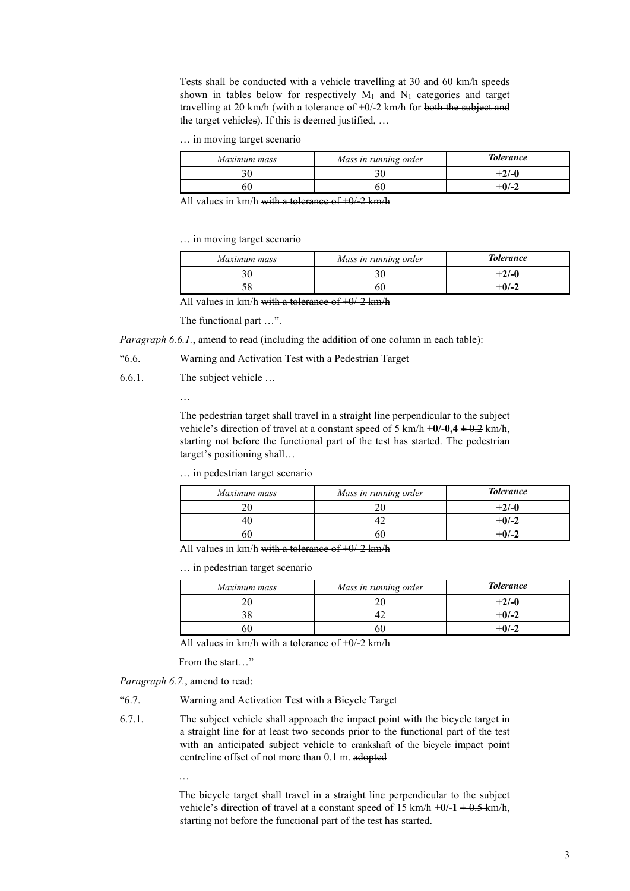Tests shall be conducted with a vehicle travelling at 30 and 60 km/h speeds shown in tables below for respectively $M_1$ and $N_1$ categories and target travelling at 20 km/h (with a tolerance of +0/-2 km/h for ~~both the subject and~~ the target vehicle~~s~~). If this is deemed justified, …

… in moving target scenario

| *Maximum mass* | *Mass in running order* | ***Tolerance*** |
|---|---|---|
| 30 | 30 | **+2/-0** |
| 60 | 60 | **+0/-2** |

All values in km/h ~~with a tolerance of +0/-2 km/h~~

… in moving target scenario

| *Maximum mass* | *Mass in running order* | ***Tolerance*** |
|---|---|---|
| 30 | 30 | **+2/-0** |
| 58 | 60 | **+0/-2** |

All values in km/h ~~with a tolerance of +0/-2 km/h~~

The functional part …".

*Paragraph 6.6.1.*, amend to read (including the addition of one column in each table):

"6.6. Warning and Activation Test with a Pedestrian Target

6.6.1. The subject vehicle …

…

The pedestrian target shall travel in a straight line perpendicular to the subject vehicle's direction of travel at a constant speed of 5 km/h **+0/-0,4** ~~± 0.2~~ km/h, starting not before the functional part of the test has started. The pedestrian target's positioning shall…

… in pedestrian target scenario

| *Maximum mass* | *Mass in running order* | ***Tolerance*** |
|---|---|---|
| 20 | 20 | **+2/-0** |
| 40 | 42 | **+0/-2** |
| 60 | 60 | **+0/-2** |

All values in km/h ~~with a tolerance of +0/-2 km/h~~

… in pedestrian target scenario

| *Maximum mass* | *Mass in running order* | ***Tolerance*** |
|---|---|---|
| 20 | 20 | **+2/-0** |
| 38 | 42 | **+0/-2** |
| 60 | 60 | **+0/-2** |

All values in km/h ~~with a tolerance of +0/-2 km/h~~

From the start…"

*Paragraph 6.7.*, amend to read:

"6.7. Warning and Activation Test with a Bicycle Target

6.7.1. The subject vehicle shall approach the impact point with the bicycle target in a straight line for at least two seconds prior to the functional part of the test with an anticipated subject vehicle to crankshaft of the bicycle impact point centreline offset of not more than 0.1 m. ~~adopted~~

…

The bicycle target shall travel in a straight line perpendicular to the subject vehicle's direction of travel at a constant speed of 15 km/h **+0/-1** ~~± 0.5~~ km/h, starting not before the functional part of the test has started.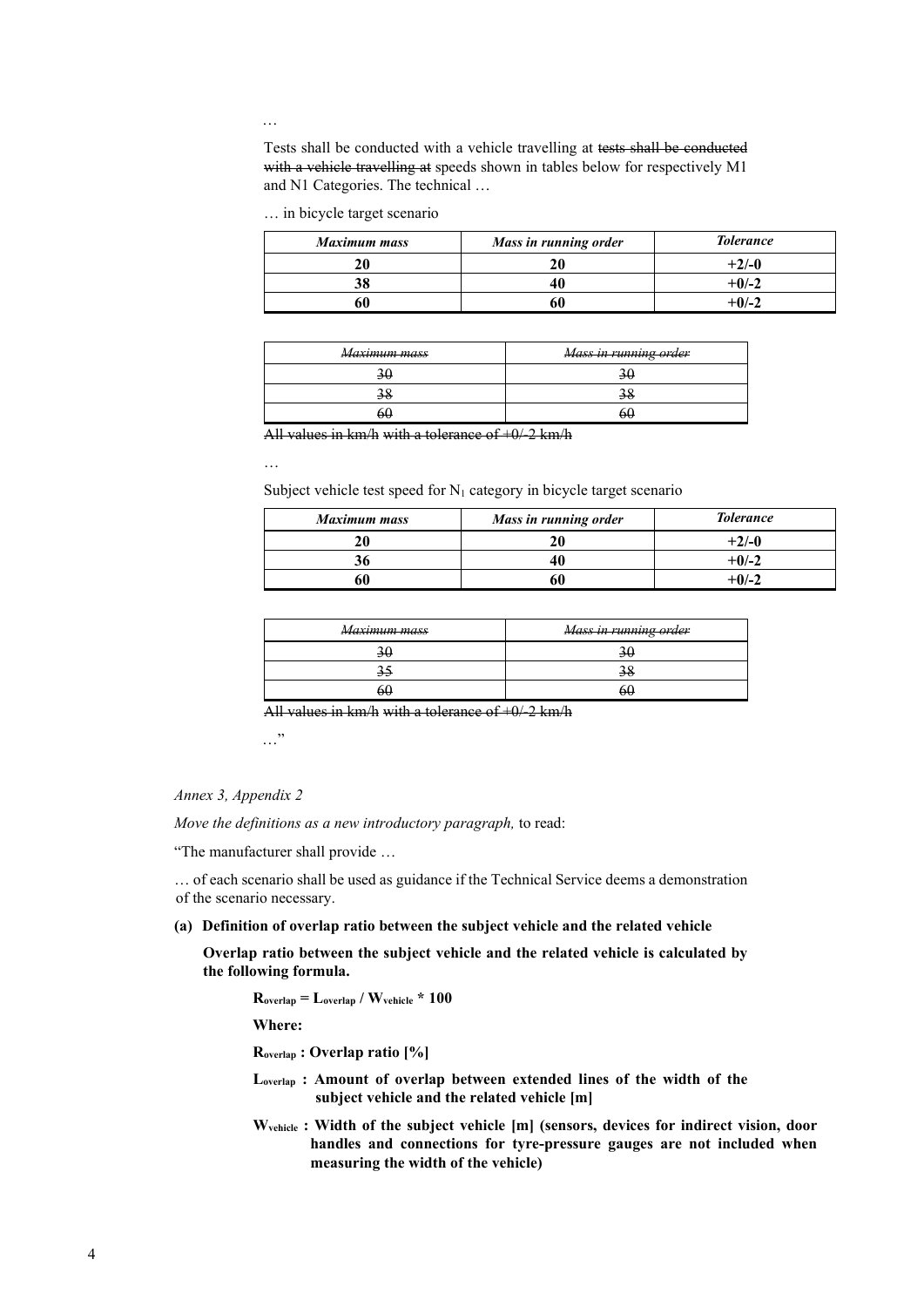…

Tests shall be conducted with a vehicle travelling at ~~tests shall be conducted with a vehicle travelling at~~ speeds shown in tables below for respectively M1 and N1 Categories. The technical …

… in bicycle target scenario

| *Maximum mass* | *Mass in running order* | *Tolerance* |
|---|---|---|
| **20** | **20** | **+2/-0** |
| **38** | **40** | **+0/-2** |
| **60** | **60** | **+0/-2** |

| ~~*Maximum mass*~~ | ~~*Mass in running order*~~ |
|---|---|
| ~~30~~ | ~~30~~ |
| ~~38~~ | ~~38~~ |
| ~~60~~ | ~~60~~ |

~~All values in km/h with a tolerance of +0/-2 km/h~~

…

Subject vehicle test speed for $N_1$ category in bicycle target scenario

| *Maximum mass* | *Mass in running order* | *Tolerance* |
|---|---|---|
| **20** | **20** | **+2/-0** |
| **36** | **40** | **+0/-2** |
| **60** | **60** | **+0/-2** |

| ~~*Maximum mass*~~ | ~~*Mass in running order*~~ |
|---|---|
| ~~30~~ | ~~30~~ |
| ~~35~~ | ~~38~~ |
| ~~60~~ | ~~60~~ |

~~All values in km/h with a tolerance of +0/-2 km/h~~

…"

*Annex 3, Appendix 2*

*Move the definitions as a new introductory paragraph,* to read:

"The manufacturer shall provide …

… of each scenario shall be used as guidance if the Technical Service deems a demonstration of the scenario necessary.

**(a) Definition of overlap ratio between the subject vehicle and the related vehicle**

**Overlap ratio between the subject vehicle and the related vehicle is calculated by the following formula.**

$$R_{overlap} = L_{overlap} / W_{vehicle} * 100$$

**Where:**

**$R_{overlap}$ : Overlap ratio [%]**

**$L_{overlap}$ : Amount of overlap between extended lines of the width of the subject vehicle and the related vehicle [m]**

**$W_{vehicle}$ : Width of the subject vehicle [m] (sensors, devices for indirect vision, door handles and connections for tyre-pressure gauges are not included when measuring the width of the vehicle)**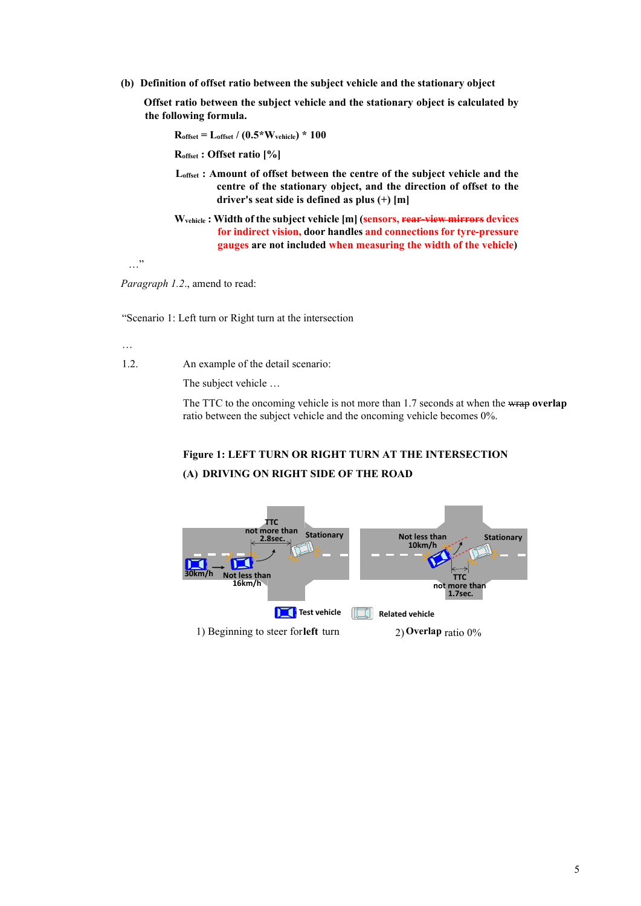**(b) Definition of offset ratio between the subject vehicle and the stationary object**

**Offset ratio between the subject vehicle and the stationary object is calculated by the following formula.**

$$R_{offset} = L_{offset} / (0.5 * W_{vehicle}) * 100$$

**$R_{offset}$ : Offset ratio [%]**

**$L_{offset}$ : Amount of offset between the centre of the subject vehicle and the centre of the stationary object, and the direction of offset to the driver's seat side is defined as plus (+) [m]**

**$W_{vehicle}$ : Width of the subject vehicle [m] (sensors, ~~rear-view mirrors~~ devices for indirect vision, door handles and connections for tyre-pressure gauges are not included when measuring the width of the vehicle)**

…"

*Paragraph 1.2.*, amend to read:

"Scenario 1: Left turn or Right turn at the intersection

…

1.2. An example of the detail scenario:

The subject vehicle …

The TTC to the oncoming vehicle is not more than 1.7 seconds at when the ~~wrap~~ **overlap** ratio between the subject vehicle and the oncoming vehicle becomes 0%.

**Figure 1: LEFT TURN OR RIGHT TURN AT THE INTERSECTION**

**(A) DRIVING ON RIGHT SIDE OF THE ROAD**

1) Beginning to steer for **left** turn

2) **Overlap** ratio 0%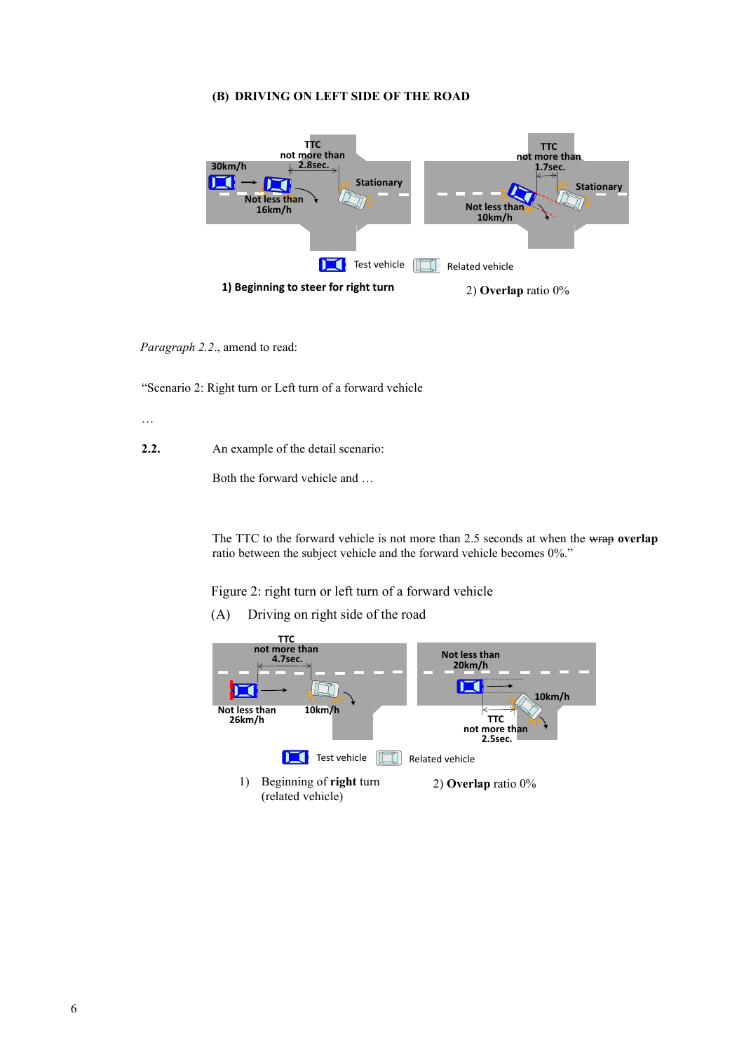(B) **DRIVING ON LEFT SIDE OF THE ROAD**

TTC not more than 2.8sec.

30km/h

Not less than 16km/h

Stationary

TTC not more than 1.7sec.

Stationary

Not less than 10km/h

Test vehicle    Related vehicle

**1) Beginning to steer for right turn**    2) **Overlap** ratio 0%

*Paragraph 2.2.*, amend to read:

"Scenario 2: Right turn or Left turn of a forward vehicle

…

**2.2.** An example of the detail scenario:

Both the forward vehicle and …

The TTC to the forward vehicle is not more than 2.5 seconds at when the ~~wrap~~ **overlap** ratio between the subject vehicle and the forward vehicle becomes 0%."

Figure 2: right turn or left turn of a forward vehicle

(A) Driving on right side of the road

TTC not more than 4.7sec.

Not less than 26km/h

10km/h

Not less than 20km/h

10km/h

TTC not more than 2.5sec.

Test vehicle    Related vehicle

1) Beginning of **right** turn (related vehicle)    2) **Overlap** ratio 0%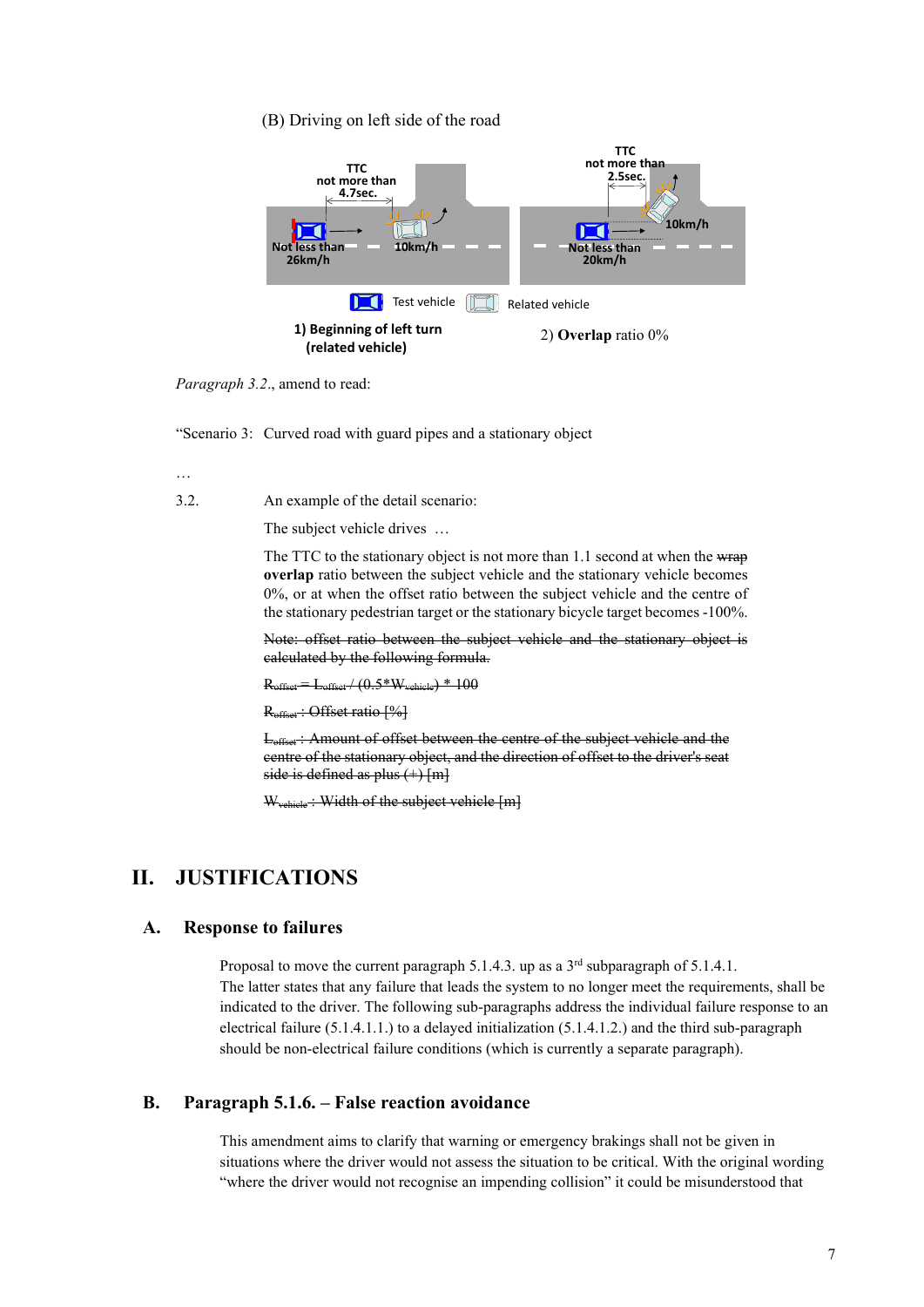(B) Driving on left side of the road

1) Beginning of left turn (related vehicle)

2) **Overlap** ratio 0%

*Paragraph 3.2.*, amend to read:

"Scenario 3: Curved road with guard pipes and a stationary object

…

3.2. An example of the detail scenario:

The subject vehicle drives …

The TTC to the stationary object is not more than 1.1 second at when the ~~wrap~~ **overlap** ratio between the subject vehicle and the stationary vehicle becomes 0%, or at when the offset ratio between the subject vehicle and the centre of the stationary pedestrian target or the stationary bicycle target becomes -100%.

~~Note: offset ratio between the subject vehicle and the stationary object is calculated by the following formula.~~

~~$R_{offset} = L_{offset} / (0.5*W_{vehicle}) * 100$~~

~~$R_{offset}$ : Offset ratio [%]~~

~~$L_{offset}$ : Amount of offset between the centre of the subject vehicle and the centre of the stationary object, and the direction of offset to the driver's seat side is defined as plus (+) [m]~~

~~$W_{vehicle}$ : Width of the subject vehicle [m]~~

# II. JUSTIFICATIONS

## A. Response to failures

Proposal to move the current paragraph 5.1.4.3. up as a 3rd subparagraph of 5.1.4.1.
The latter states that any failure that leads the system to no longer meet the requirements, shall be indicated to the driver. The following sub-paragraphs address the individual failure response to an electrical failure (5.1.4.1.1.) to a delayed initialization (5.1.4.1.2.) and the third sub-paragraph should be non-electrical failure conditions (which is currently a separate paragraph).

## B. Paragraph 5.1.6. – False reaction avoidance

This amendment aims to clarify that warning or emergency brakings shall not be given in situations where the driver would not assess the situation to be critical. With the original wording "where the driver would not recognise an impending collision" it could be misunderstood that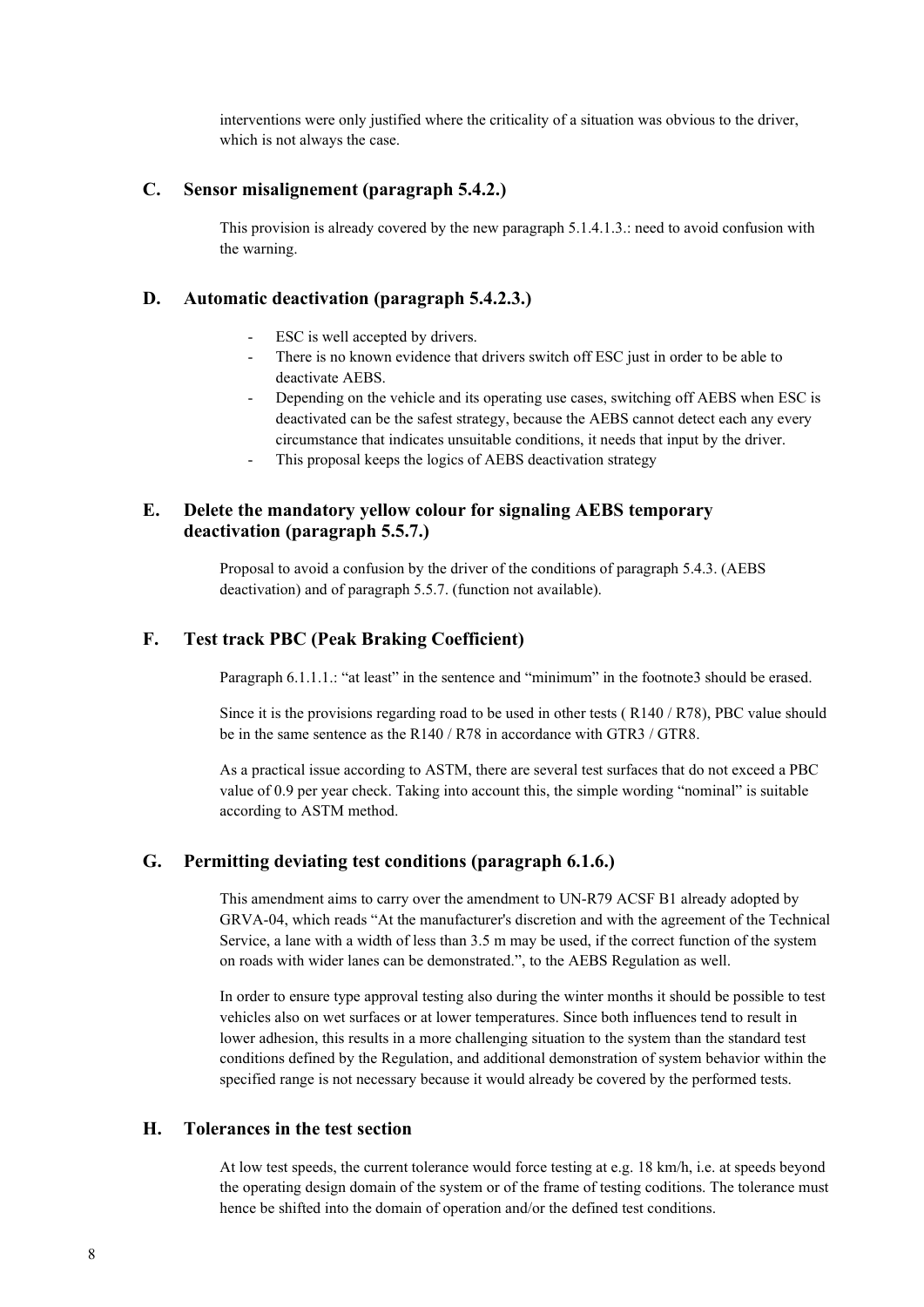interventions were only justified where the criticality of a situation was obvious to the driver, which is not always the case.

## C. Sensor misalignement (paragraph 5.4.2.)

This provision is already covered by the new paragraph 5.1.4.1.3.: need to avoid confusion with the warning.

## D. Automatic deactivation (paragraph 5.4.2.3.)

- ESC is well accepted by drivers.
- There is no known evidence that drivers switch off ESC just in order to be able to deactivate AEBS.
- Depending on the vehicle and its operating use cases, switching off AEBS when ESC is deactivated can be the safest strategy, because the AEBS cannot detect each any every circumstance that indicates unsuitable conditions, it needs that input by the driver.
- This proposal keeps the logics of AEBS deactivation strategy

## E. Delete the mandatory yellow colour for signaling AEBS temporary deactivation (paragraph 5.5.7.)

Proposal to avoid a confusion by the driver of the conditions of paragraph 5.4.3. (AEBS deactivation) and of paragraph 5.5.7. (function not available).

## F. Test track PBC (Peak Braking Coefficient)

Paragraph 6.1.1.1.: "at least" in the sentence and "minimum" in the footnote3 should be erased.

Since it is the provisions regarding road to be used in other tests ( R140 / R78), PBC value should be in the same sentence as the R140 / R78 in accordance with GTR3 / GTR8.

As a practical issue according to ASTM, there are several test surfaces that do not exceed a PBC value of 0.9 per year check. Taking into account this, the simple wording "nominal" is suitable according to ASTM method.

## G. Permitting deviating test conditions (paragraph 6.1.6.)

This amendment aims to carry over the amendment to UN-R79 ACSF B1 already adopted by GRVA-04, which reads "At the manufacturer's discretion and with the agreement of the Technical Service, a lane with a width of less than 3.5 m may be used, if the correct function of the system on roads with wider lanes can be demonstrated.", to the AEBS Regulation as well.

In order to ensure type approval testing also during the winter months it should be possible to test vehicles also on wet surfaces or at lower temperatures. Since both influences tend to result in lower adhesion, this results in a more challenging situation to the system than the standard test conditions defined by the Regulation, and additional demonstration of system behavior within the specified range is not necessary because it would already be covered by the performed tests.

## H. Tolerances in the test section

At low test speeds, the current tolerance would force testing at e.g. 18 km/h, i.e. at speeds beyond the operating design domain of the system or of the frame of testing coditions. The tolerance must hence be shifted into the domain of operation and/or the defined test conditions.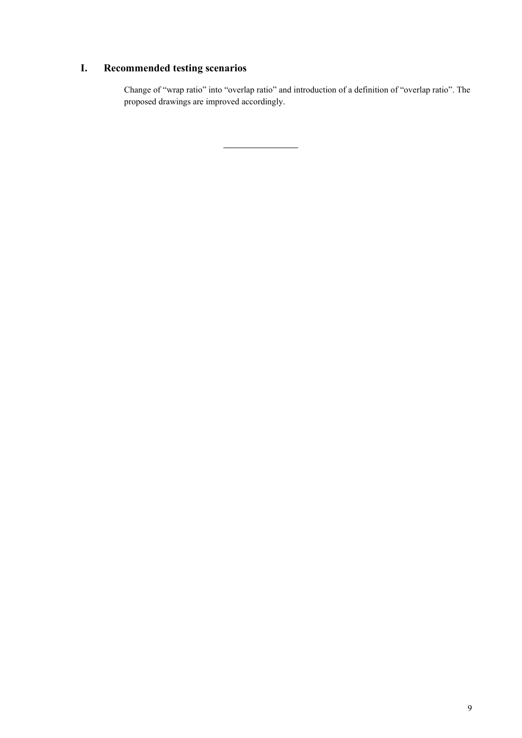## I. Recommended testing scenarios

Change of “wrap ratio” into “overlap ratio” and introduction of a definition of “overlap ratio”. The proposed drawings are improved accordingly.

---